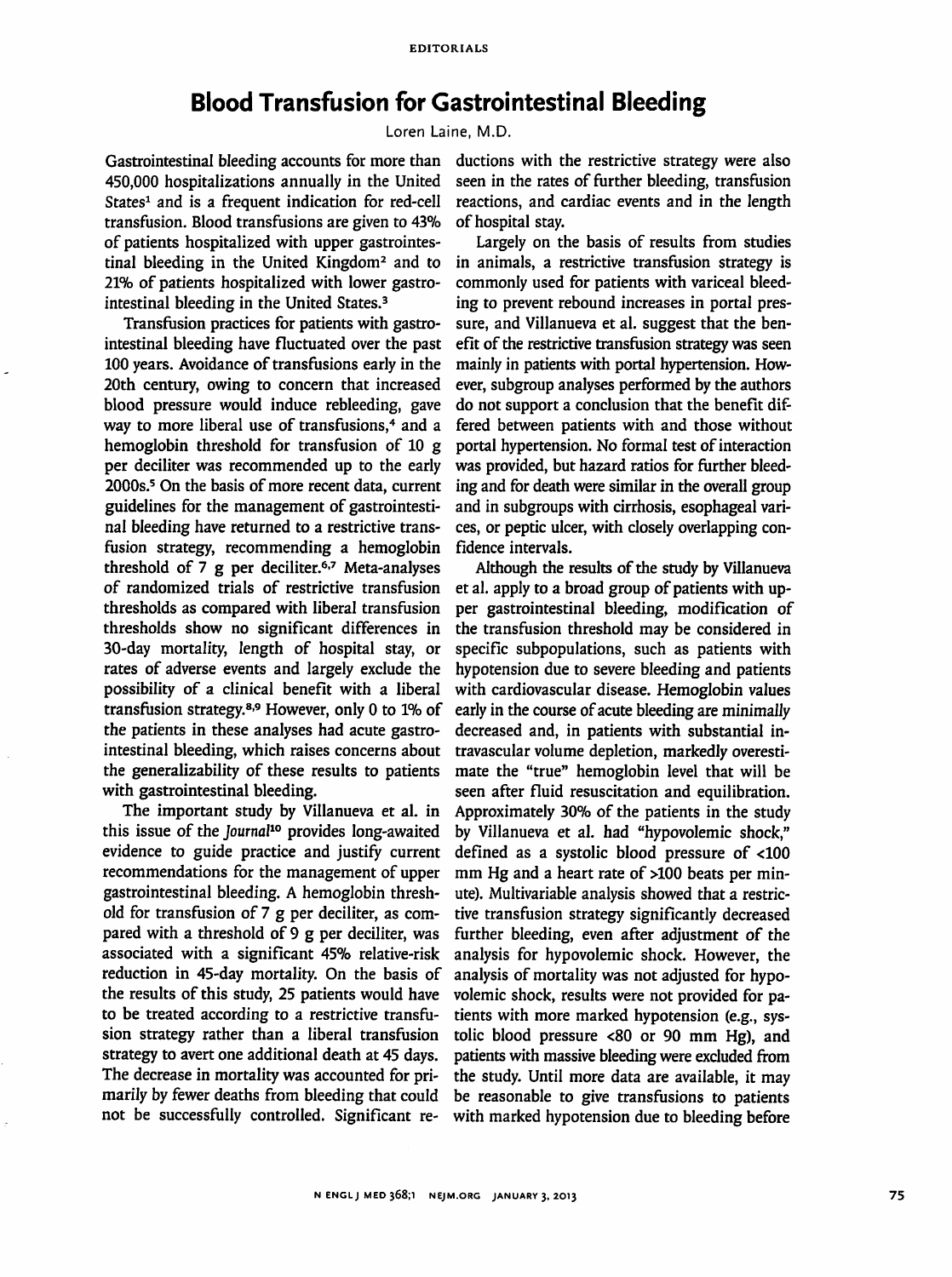# Blood Transfusion for Gastrointestinal Bleeding

Loren Laine, M.D.

Gastrointestinal bleeding accounts for more than 450,000 hospitalizations annually in the United States[1] and is a frequent indication for red-cell transfusion. Blood transfusions are given to 43% of patients hospitalized with upper gastrointestinal bleeding in the United Kingdom[2] and to 21% of patients hospitalized with lower gastrointestinal bleeding in the United States.[3]

Transfusion practices for patients with gastrointestinal bleeding have fluctuated over the past 100 years. Avoidance of transfusions early in the 20th century, owing to concern that increased blood pressure would induce rebleeding, gave way to more liberal use of transfusions,[4] and a hemoglobin threshold for transfusion of 10 g per deciliter was recommended up to the early 2000s.[5] On the basis of more recent data, current guidelines for the management of gastrointestinal bleeding have returned to a restrictive transfusion strategy, recommending a hemoglobin threshold of 7 g per deciliter.[6,7] Meta-analyses of randomized trials of restrictive transfusion thresholds as compared with liberal transfusion thresholds show no significant differences in 30-day mortality, length of hospital stay, or rates of adverse events and largely exclude the possibility of a clinical benefit with a liberal transfusion strategy.[8,9] However, only 0 to 1% of the patients in these analyses had acute gastrointestinal bleeding, which raises concerns about the generalizability of these results to patients with gastrointestinal bleeding.

The important study by Villanueva et al. in this issue of the *Journal*[10] provides long-awaited evidence to guide practice and justify current recommendations for the management of upper gastrointestinal bleeding. A hemoglobin threshold for transfusion of 7 g per deciliter, as compared with a threshold of 9 g per deciliter, was associated with a significant 45% relative-risk reduction in 45-day mortality. On the basis of the results of this study, 25 patients would have to be treated according to a restrictive transfusion strategy rather than a liberal transfusion strategy to avert one additional death at 45 days. The decrease in mortality was accounted for primarily by fewer deaths from bleeding that could not be successfully controlled. Significant reductions with the restrictive strategy were also seen in the rates of further bleeding, transfusion reactions, and cardiac events and in the length of hospital stay.

Largely on the basis of results from studies in animals, a restrictive transfusion strategy is commonly used for patients with variceal bleeding to prevent rebound increases in portal pressure, and Villanueva et al. suggest that the benefit of the restrictive transfusion strategy was seen mainly in patients with portal hypertension. However, subgroup analyses performed by the authors do not support a conclusion that the benefit differed between patients with and those without portal hypertension. No formal test of interaction was provided, but hazard ratios for further bleeding and for death were similar in the overall group and in subgroups with cirrhosis, esophageal varices, or peptic ulcer, with closely overlapping confidence intervals.

Although the results of the study by Villanueva et al. apply to a broad group of patients with upper gastrointestinal bleeding, modification of the transfusion threshold may be considered in specific subpopulations, such as patients with hypotension due to severe bleeding and patients with cardiovascular disease. Hemoglobin values early in the course of acute bleeding are minimally decreased and, in patients with substantial intravascular volume depletion, markedly overestimate the "true" hemoglobin level that will be seen after fluid resuscitation and equilibration. Approximately 30% of the patients in the study by Villanueva et al. had "hypovolemic shock," defined as a systolic blood pressure of <100 mm Hg and a heart rate of >100 beats per minute). Multivariable analysis showed that a restrictive transfusion strategy significantly decreased further bleeding, even after adjustment of the analysis for hypovolemic shock. However, the analysis of mortality was not adjusted for hypovolemic shock, results were not provided for patients with more marked hypotension (e.g., systolic blood pressure <80 or 90 mm Hg), and patients with massive bleeding were excluded from the study. Until more data are available, it may be reasonable to give transfusions to patients with marked hypotension due to bleeding before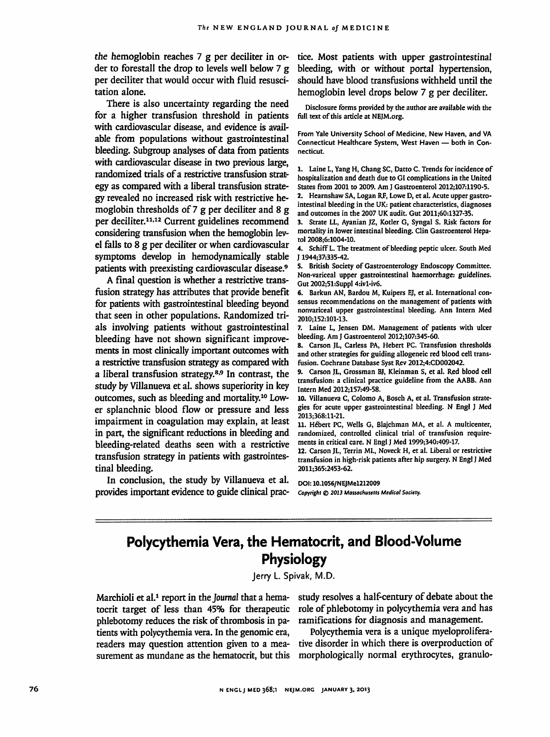the hemoglobin reaches 7 g per deciliter in order to forestall the drop to levels well below 7 g per deciliter that would occur with fluid resuscitation alone.

There is also uncertainty regarding the need for a higher transfusion threshold in patients with cardiovascular disease, and evidence is available from populations without gastrointestinal bleeding. Subgroup analyses of data from patients with cardiovascular disease in two previous large, randomized trials of a restrictive transfusion strategy as compared with a liberal transfusion strategy revealed no increased risk with restrictive hemoglobin thresholds of 7 g per deciliter and 8 g per deciliter.[11,12] Current guidelines recommend considering transfusion when the hemoglobin level falls to 8 g per deciliter or when cardiovascular symptoms develop in hemodynamically stable patients with preexisting cardiovascular disease.[9]

A final question is whether a restrictive transfusion strategy has attributes that provide benefit for patients with gastrointestinal bleeding beyond that seen in other populations. Randomized trials involving patients without gastrointestinal bleeding have not shown significant improvements in most clinically important outcomes with a restrictive transfusion strategy as compared with a liberal transfusion strategy.[8,9] In contrast, the study by Villanueva et al. shows superiority in key outcomes, such as bleeding and mortality.[10] Lower splanchnic blood flow or pressure and less impairment in coagulation may explain, at least in part, the significant reductions in bleeding and bleeding-related deaths seen with a restrictive transfusion strategy in patients with gastrointestinal bleeding.

In conclusion, the study by Villanueva et al. provides important evidence to guide clinical practice. Most patients with upper gastrointestinal bleeding, with or without portal hypertension, should have blood transfusions withheld until the hemoglobin level drops below 7 g per deciliter.

Disclosure forms provided by the author are available with the full text of this article at NEJM.org.

From Yale University School of Medicine, New Haven, and VA Connecticut Healthcare System, West Haven — both in Connecticut.

1. Laine L, Yang H, Chang SC, Datto C. Trends for incidence of hospitalization and death due to GI complications in the United States from 2001 to 2009. Am J Gastroenterol 2012;107:1190-5.
2. Hearnshaw SA, Logan RF, Lowe D, et al. Acute upper gastrointestinal bleeding in the UK: patient characteristics, diagnoses and outcomes in the 2007 UK audit. Gut 2011;60:1327-35.
3. Strate LL, Ayanian JZ, Kotler G, Syngal S. Risk factors for mortality in lower intestinal bleeding. Clin Gastroenterol Hepatol 2008;6:1004-10.
4. Schiff L. The treatment of bleeding peptic ulcer. South Med J 1944;37:335-42.
5. British Society of Gastroenterology Endoscopy Committee. Non-variceal upper gastrointestinal haemorrhage: guidelines. Gut 2002;51:Suppl 4:iv1-iv6.
6. Barkun AN, Bardou M, Kuipers EJ, et al. International consensus recommendations on the management of patients with nonvariceal upper gastrointestinal bleeding. Ann Intern Med 2010;152:101-13.
7. Laine L, Jensen DM. Management of patients with ulcer bleeding. Am J Gastroenterol 2012;107:345-60.
8. Carson JL, Carless PA, Hebert PC. Transfusion thresholds and other strategies for guiding allogeneic red blood cell transfusion. Cochrane Database Syst Rev 2012;4:CD002042.
9. Carson JL, Grossman BJ, Kleinman S, et al. Red blood cell transfusion: a clinical practice guideline from the AABB. Ann Intern Med 2012;157:49-58.
10. Villanueva C, Colomo A, Bosch A, et al. Transfusion strategies for acute upper gastrointestinal bleeding. N Engl J Med 2013;368:11-21.
11. Hébert PC, Wells G, Blajchman MA, et al. A multicenter, randomized, controlled clinical trial of transfusion requirements in critical care. N Engl J Med 1999;340:409-17.
12. Carson JL, Terrin ML, Noveck H, et al. Liberal or restrictive transfusion in high-risk patients after hip surgery. N Engl J Med 2011;365:2453-62.

DOI: 10.1056/NEJMe1212009

*Copyright © 2013 Massachusetts Medical Society.*

# Polycythemia Vera, the Hematocrit, and Blood-Volume Physiology

Jerry L. Spivak, M.D.

Marchioli et al.[1] report in the *Journal* that a hematocrit target of less than 45% for therapeutic phlebotomy reduces the risk of thrombosis in patients with polycythemia vera. In the genomic era, readers may question attention given to a measurement as mundane as the hematocrit, but this study resolves a half-century of debate about the role of phlebotomy in polycythemia vera and has ramifications for diagnosis and management.

Polycythemia vera is a unique myeloproliferative disorder in which there is overproduction of morphologically normal erythrocytes, granulo-